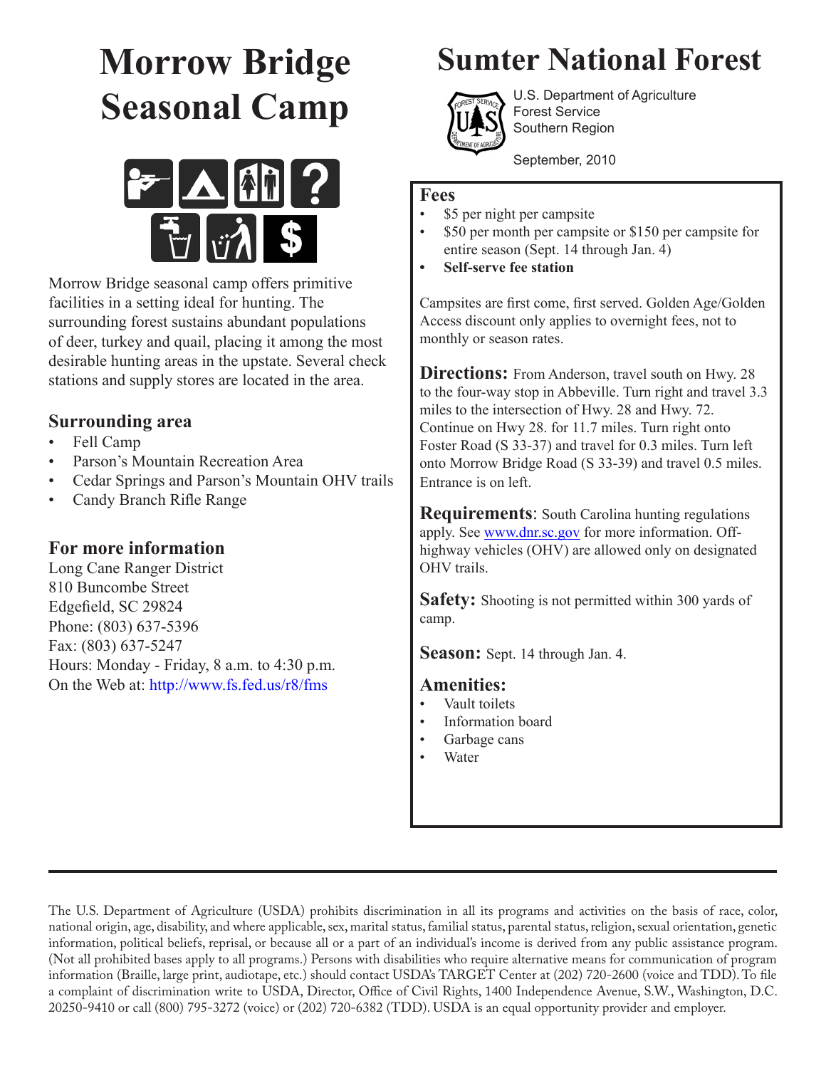# Morrow Bridge Seasonal Camp

Morrow Bridge seasonal camp offers primitive facilities in a setting ideal for hunting. The surrounding forest sustains abundant populations of deer, turkey and quail, placing it among the most desirable hunting areas in the upstate. Several check stations and supply stores are located in the area.

## Surrounding area

- Fell Camp
- Parson's Mountain Recreation Area
- Cedar Springs and Parson's Mountain OHV trails
- Candy Branch Rifle Range

## For more information

Long Cane Ranger District
810 Buncombe Street
Edgefield, SC 29824
Phone: (803) 637-5396
Fax: (803) 637-5247
Hours: Monday - Friday, 8 a.m. to 4:30 p.m.
On the Web at: http://www.fs.fed.us/r8/fms

# Sumter National Forest

U.S. Department of Agriculture
Forest Service
Southern Region

September, 2010

## Fees

- $5 per night per campsite
- $50 per month per campsite or $150 per campsite for entire season (Sept. 14 through Jan. 4)
- **Self-serve fee station**

Campsites are first come, first served. Golden Age/Golden Access discount only applies to overnight fees, not to monthly or season rates.

**Directions:** From Anderson, travel south on Hwy. 28 to the four-way stop in Abbeville. Turn right and travel 3.3 miles to the intersection of Hwy. 28 and Hwy. 72. Continue on Hwy 28. for 11.7 miles. Turn right onto Foster Road (S 33-37) and travel for 0.3 miles. Turn left onto Morrow Bridge Road (S 33-39) and travel 0.5 miles. Entrance is on left.

**Requirements**: South Carolina hunting regulations apply. See www.dnr.sc.gov for more information. Off-highway vehicles (OHV) are allowed only on designated OHV trails.

**Safety:** Shooting is not permitted within 300 yards of camp.

**Season:** Sept. 14 through Jan. 4.

## Amenities:

- Vault toilets
- Information board
- Garbage cans
- Water

The U.S. Department of Agriculture (USDA) prohibits discrimination in all its programs and activities on the basis of race, color, national origin, age, disability, and where applicable, sex, marital status, familial status, parental status, religion, sexual orientation, genetic information, political beliefs, reprisal, or because all or a part of an individual's income is derived from any public assistance program. (Not all prohibited bases apply to all programs.) Persons with disabilities who require alternative means for communication of program information (Braille, large print, audiotape, etc.) should contact USDA's TARGET Center at (202) 720-2600 (voice and TDD). To file a complaint of discrimination write to USDA, Director, Office of Civil Rights, 1400 Independence Avenue, S.W., Washington, D.C. 20250-9410 or call (800) 795-3272 (voice) or (202) 720-6382 (TDD). USDA is an equal opportunity provider and employer.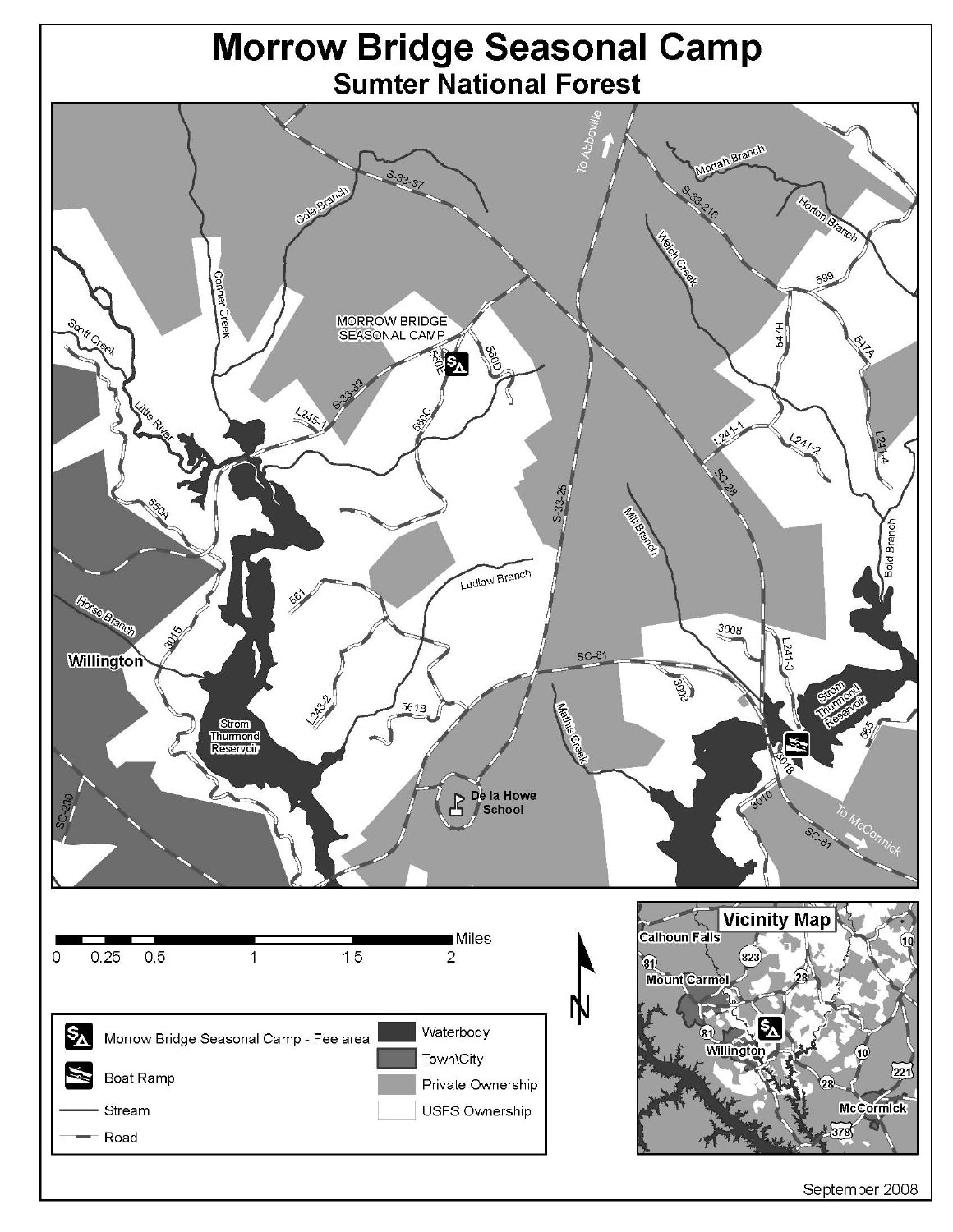# Morrow Bridge Seasonal Camp

## Sumter National Forest

To Abbeville

S-33-37

Cole Branch

Conner Creek

Scott Creek

Little River

MORROW BRIDGE SEASONAL CAMP

560E

560D

560C

S-33-39

L245-1

550A

Horse Branch

Willington

3015

561

L243-2

561B

Strom Thurmond Reservoir

Ludlow Branch

S-33-25

De la Howe School

SC-230

Morrah Branch

S-33-216

Horton Branch

Welch Creek

589

547H

547A

L241-1

L241-2

L241-4

SC-28

Mill Branch

Bold Branch

3008

L241-3

3009

SC-81

Mathis Creek

Strom Thurmond Reservoir

565

3018

3016

To McCormick

SC-81

Miles

0 0.25 0.5 1 1.5 2

N

Morrow Bridge Seasonal Camp - Fee area

Boat Ramp

Stream

Road

Waterbody

Town\City

Private Ownership

USFS Ownership

Vicinity Map

Calhoun Falls

81

823

Mount Carmel

28

10

81

Willington

10

221

28

McCormick

378

September 2008